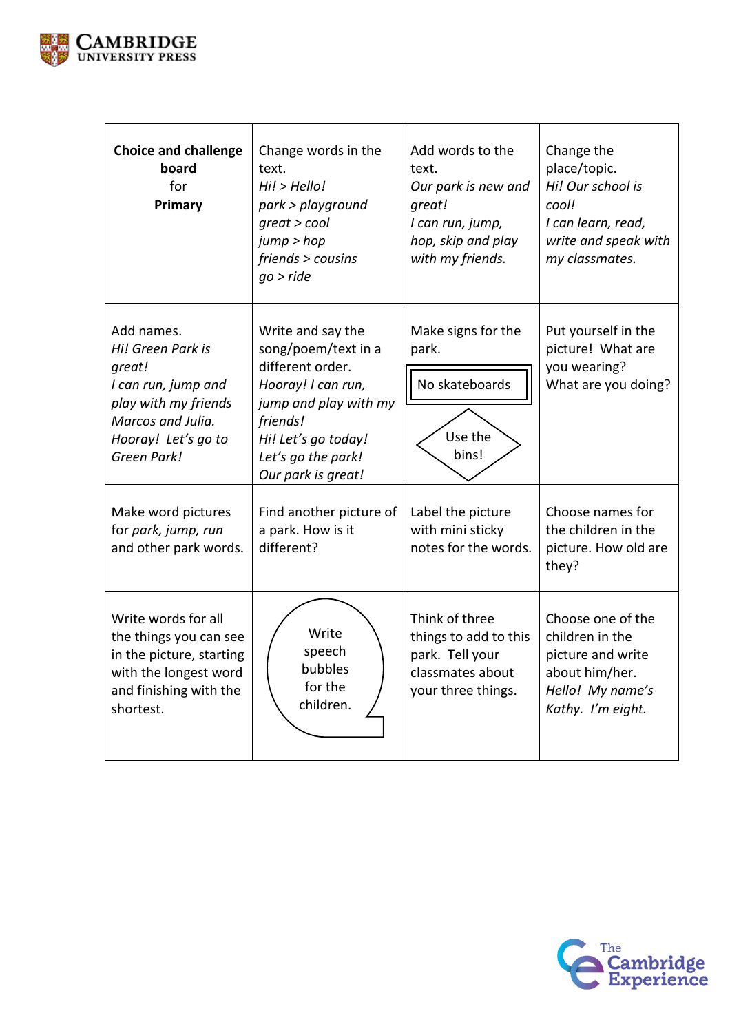| **Choice and challenge board** for **Primary** | Change words in the text. *Hi! > Hello!* *park > playground* *great > cool* *jump > hop* *friends > cousins* *go > ride* | Add words to the text. *Our park is new and great!* *I can run, jump, hop, skip and play with my friends.* | Change the place/topic. *Hi! Our school is cool!* *I can learn, read, write and speak with my classmates.* |
|---|---|---|---|
| Add names. *Hi! Green Park is great!* *I can run, jump and play with my friends Marcos and Julia.* *Hooray! Let's go to Green Park!* | Write and say the song/poem/text in a different order. *Hooray! I can run, jump and play with my friends!* *Hi! Let's go today!* *Let's go the park!* *Our park is great!* | Make signs for the park. No skateboards Use the bins! | Put yourself in the picture! What are you wearing? What are you doing? |
| Make word pictures for *park, jump, run* and other park words. | Find another picture of a park. How is it different? | Label the picture with mini sticky notes for the words. | Choose names for the children in the picture. How old are they? |
| Write words for all the things you can see in the picture, starting with the longest word and finishing with the shortest. | Write speech bubbles for the children. | Think of three things to add to this park. Tell your classmates about your three things. | Choose one of the children in the picture and write about him/her. *Hello! My name's Kathy. I'm eight.* |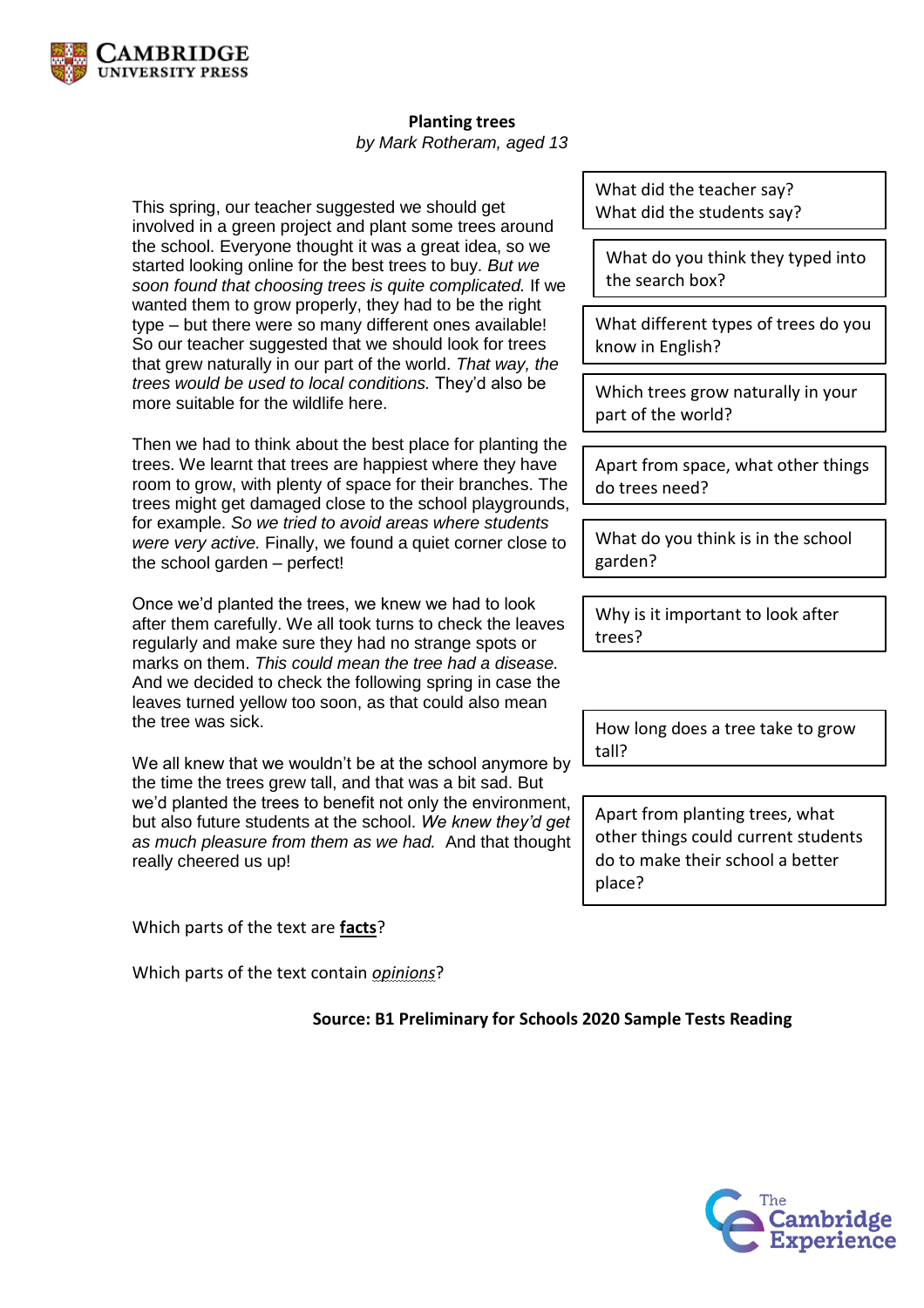**Planting trees**

*by Mark Rotheram, aged 13*

This spring, our teacher suggested we should get involved in a green project and plant some trees around the school. Everyone thought it was a great idea, so we started looking online for the best trees to buy. *But we soon found that choosing trees is quite complicated.* If we wanted them to grow properly, they had to be the right type – but there were so many different ones available! So our teacher suggested that we should look for trees that grew naturally in our part of the world. *That way, the trees would be used to local conditions.* They'd also be more suitable for the wildlife here.

Then we had to think about the best place for planting the trees. We learnt that trees are happiest where they have room to grow, with plenty of space for their branches. The trees might get damaged close to the school playgrounds, for example. *So we tried to avoid areas where students were very active.* Finally, we found a quiet corner close to the school garden – perfect!

Once we'd planted the trees, we knew we had to look after them carefully. We all took turns to check the leaves regularly and make sure they had no strange spots or marks on them. *This could mean the tree had a disease.* And we decided to check the following spring in case the leaves turned yellow too soon, as that could also mean the tree was sick.

We all knew that we wouldn't be at the school anymore by the time the trees grew tall, and that was a bit sad. But we'd planted the trees to benefit not only the environment, but also future students at the school. *We knew they'd get as much pleasure from them as we had.* And that thought really cheered us up!

What did the teacher say?
What did the students say?

What do you think they typed into the search box?

What different types of trees do you know in English?

Which trees grow naturally in your part of the world?

Apart from space, what other things do trees need?

What do you think is in the school garden?

Why is it important to look after trees?

How long does a tree take to grow tall?

Apart from planting trees, what other things could current students do to make their school a better place?

Which parts of the text are **facts**?

Which parts of the text contain *opinions*?

**Source: B1 Preliminary for Schools 2020 Sample Tests Reading**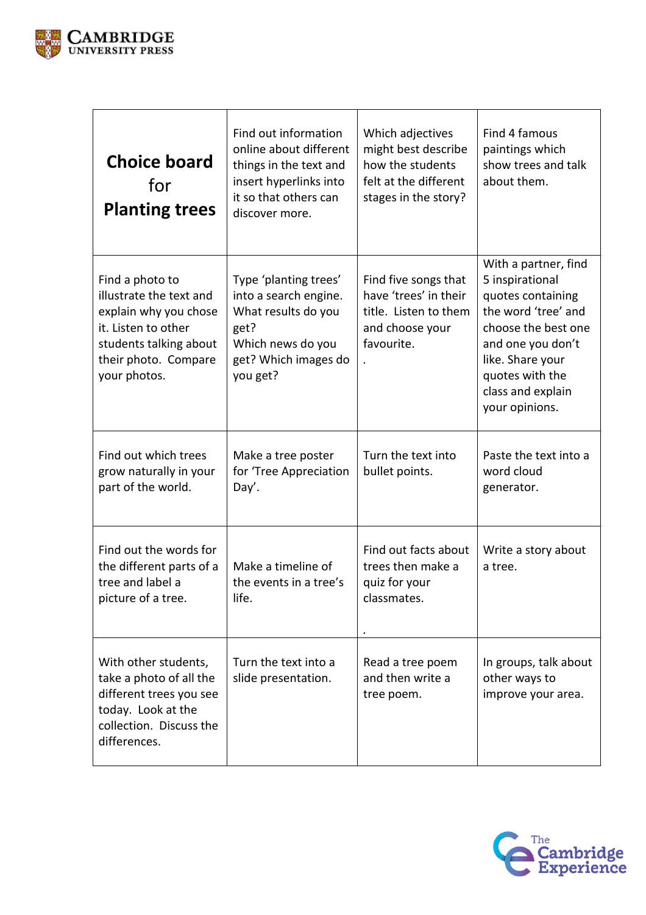| | | | |
|---|---|---|---|
| **Choice board for Planting trees** | Find out information online about different things in the text and insert hyperlinks into it so that others can discover more. | Which adjectives might best describe how the students felt at the different stages in the story? | Find 4 famous paintings which show trees and talk about them. |
| Find a photo to illustrate the text and explain why you chose it. Listen to other students talking about their photo. Compare your photos. | Type 'planting trees' into a search engine. What results do you get? Which news do you get? Which images do you get? | Find five songs that have 'trees' in their title. Listen to them and choose your favourite. . | With a partner, find 5 inspirational quotes containing the word 'tree' and choose the best one and one you don't like. Share your quotes with the class and explain your opinions. |
| Find out which trees grow naturally in your part of the world. | Make a tree poster for 'Tree Appreciation Day'. | Turn the text into bullet points. | Paste the text into a word cloud generator. |
| Find out the words for the different parts of a tree and label a picture of a tree. | Make a timeline of the events in a tree's life. | Find out facts about trees then make a quiz for your classmates. . | Write a story about a tree. |
| With other students, take a photo of all the different trees you see today. Look at the collection. Discuss the differences. | Turn the text into a slide presentation. | Read a tree poem and then write a tree poem. | In groups, talk about other ways to improve your area. |